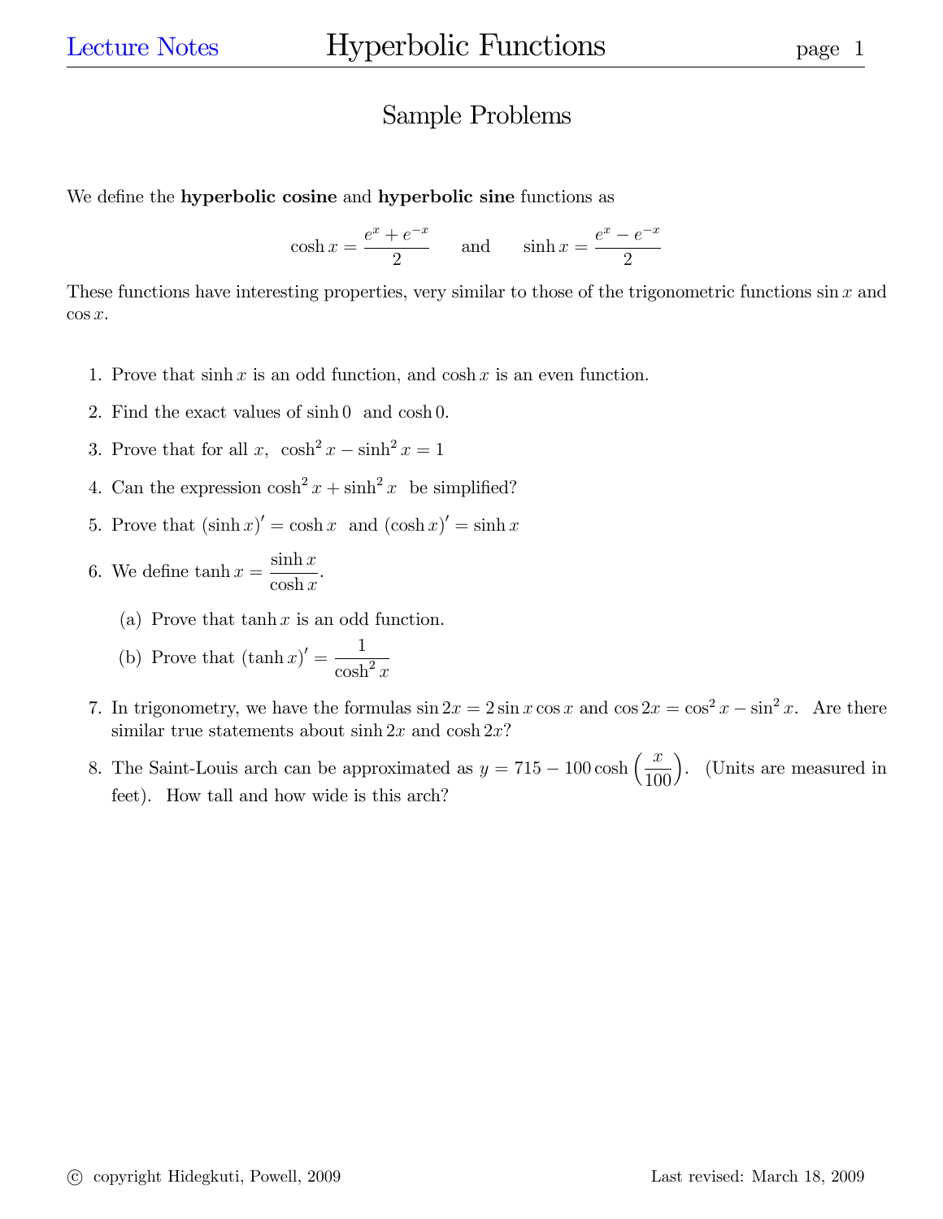# Sample Problems

We define the **hyperbolic cosine** and **hyperbolic sine** functions as

$$\cosh x = \frac{e^x + e^{-x}}{2} \qquad \text{and} \qquad \sinh x = \frac{e^x - e^{-x}}{2}$$

These functions have interesting properties, very similar to those of the trigonometric functions $\sin x$ and $\cos x$.

1. Prove that $\sinh x$ is an odd function, and $\cosh x$ is an even function.

2. Find the exact values of $\sinh 0$ and $\cosh 0$.

3. Prove that for all $x$, $\cosh^2 x - \sinh^2 x = 1$

4. Can the expression $\cosh^2 x + \sinh^2 x$ be simplified?

5. Prove that $(\sinh x)' = \cosh x$ and $(\cosh x)' = \sinh x$

6. We define $\tanh x = \dfrac{\sinh x}{\cosh x}$.

   (a) Prove that $\tanh x$ is an odd function.

   (b) Prove that $(\tanh x)' = \dfrac{1}{\cosh^2 x}$

7. In trigonometry, we have the formulas $\sin 2x = 2 \sin x \cos x$ and $\cos 2x = \cos^2 x - \sin^2 x$. Are there similar true statements about $\sinh 2x$ and $\cosh 2x$?

8. The Saint-Louis arch can be approximated as $y = 715 - 100 \cosh\left(\dfrac{x}{100}\right)$. (Units are measured in feet). How tall and how wide is this arch?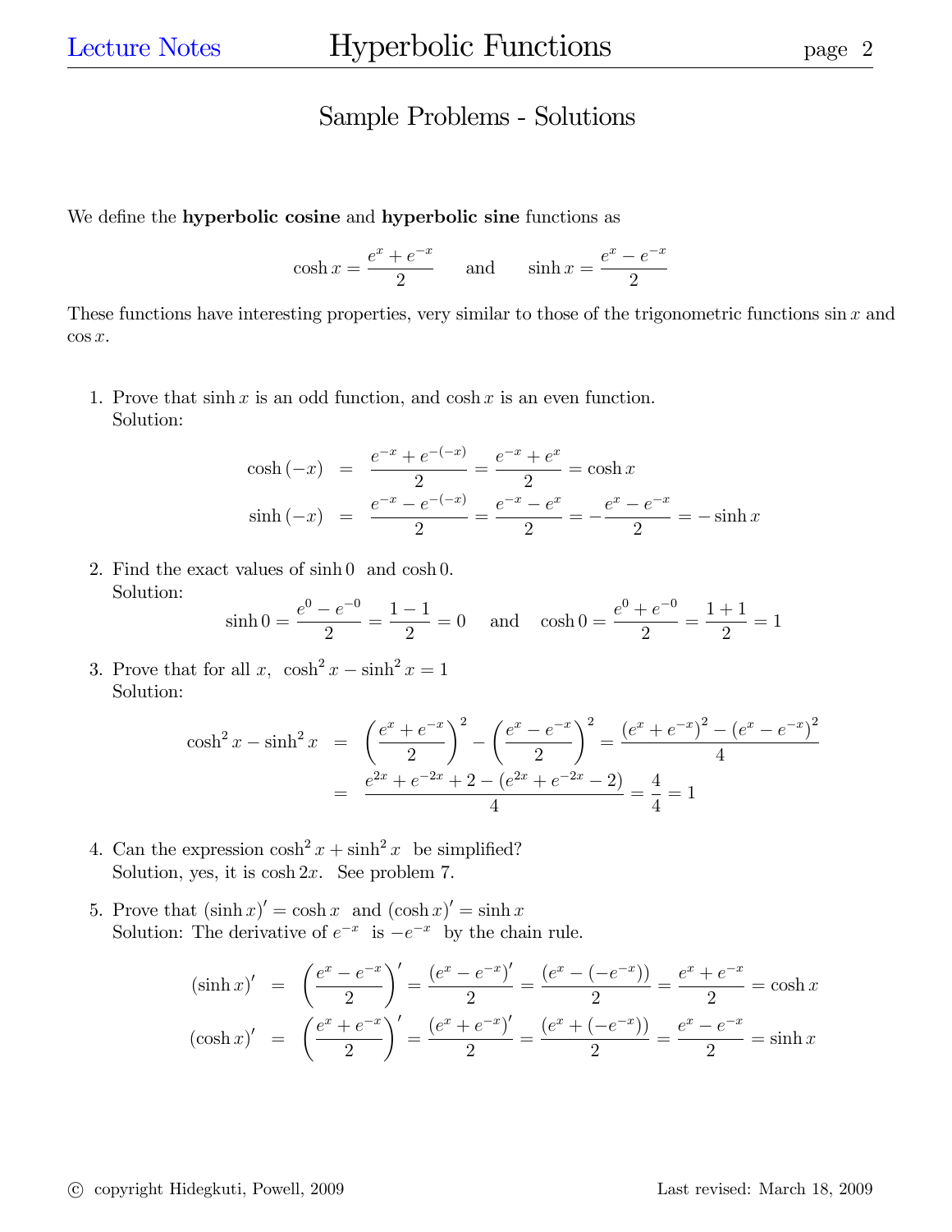# Sample Problems - Solutions

We define the **hyperbolic cosine** and **hyperbolic sine** functions as

$$\cosh x = \frac{e^x + e^{-x}}{2} \qquad \text{and} \qquad \sinh x = \frac{e^x - e^{-x}}{2}$$

These functions have interesting properties, very similar to those of the trigonometric functions $\sin x$ and $\cos x$.

1. Prove that $\sinh x$ is an odd function, and $\cosh x$ is an even function.
   Solution:

$$\begin{aligned}
\cosh(-x) &= \frac{e^{-x} + e^{-(-x)}}{2} = \frac{e^{-x} + e^{x}}{2} = \cosh x \\
\sinh(-x) &= \frac{e^{-x} - e^{-(-x)}}{2} = \frac{e^{-x} - e^{x}}{2} = -\frac{e^{x} - e^{-x}}{2} = -\sinh x
\end{aligned}$$

2. Find the exact values of $\sinh 0$ and $\cosh 0$.
   Solution:

$$\sinh 0 = \frac{e^0 - e^{-0}}{2} = \frac{1-1}{2} = 0 \quad \text{and} \quad \cosh 0 = \frac{e^0 + e^{-0}}{2} = \frac{1+1}{2} = 1$$

3. Prove that for all $x$, $\cosh^2 x - \sinh^2 x = 1$
   Solution:

$$\begin{aligned}
\cosh^2 x - \sinh^2 x &= \left(\frac{e^x + e^{-x}}{2}\right)^2 - \left(\frac{e^x - e^{-x}}{2}\right)^2 = \frac{\left(e^x + e^{-x}\right)^2 - \left(e^x - e^{-x}\right)^2}{4} \\
&= \frac{e^{2x} + e^{-2x} + 2 - \left(e^{2x} + e^{-2x} - 2\right)}{4} = \frac{4}{4} = 1
\end{aligned}$$

4. Can the expression $\cosh^2 x + \sinh^2 x$ be simplified?
   Solution, yes, it is $\cosh 2x$. See problem 7.

5. Prove that $(\sinh x)' = \cosh x$ and $(\cosh x)' = \sinh x$
   Solution: The derivative of $e^{-x}$ is $-e^{-x}$ by the chain rule.

$$\begin{aligned}
(\sinh x)' &= \left(\frac{e^x - e^{-x}}{2}\right)' = \frac{\left(e^x - e^{-x}\right)'}{2} = \frac{\left(e^x - \left(-e^{-x}\right)\right)}{2} = \frac{e^x + e^{-x}}{2} = \cosh x \\
(\cosh x)' &= \left(\frac{e^x + e^{-x}}{2}\right)' = \frac{\left(e^x + e^{-x}\right)'}{2} = \frac{\left(e^x + \left(-e^{-x}\right)\right)}{2} = \frac{e^x - e^{-x}}{2} = \sinh x
\end{aligned}$$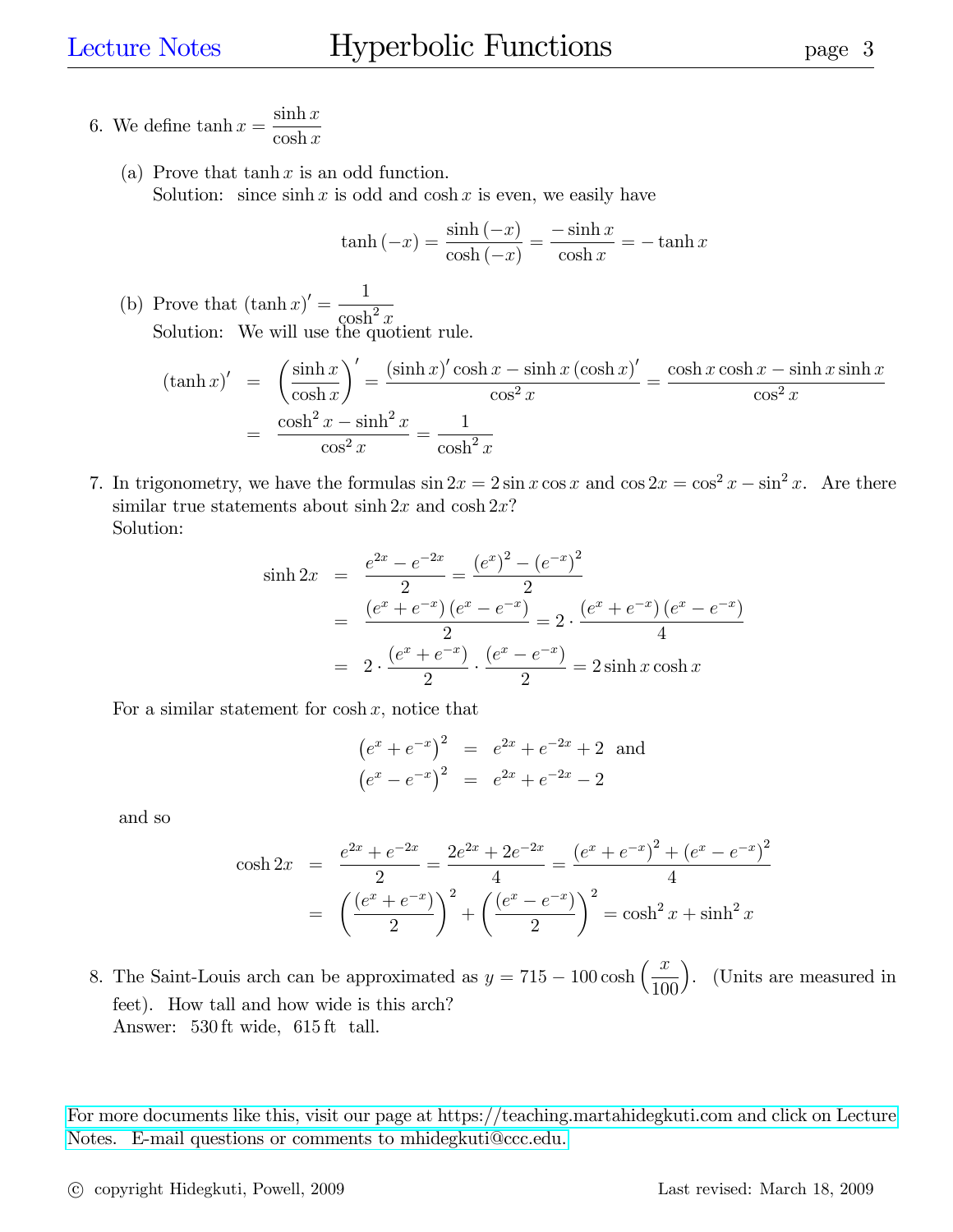6. We define $\tanh x = \dfrac{\sinh x}{\cosh x}$

   (a) Prove that $\tanh x$ is an odd function.
   Solution: since $\sinh x$ is odd and $\cosh x$ is even, we easily have

   $$\tanh(-x) = \frac{\sinh(-x)}{\cosh(-x)} = \frac{-\sinh x}{\cosh x} = -\tanh x$$

   (b) Prove that $(\tanh x)' = \dfrac{1}{\cosh^2 x}$
   Solution: We will use the quotient rule.

   $$\begin{aligned}(\tanh x)' &= \left(\frac{\sinh x}{\cosh x}\right)' = \frac{(\sinh x)'\cosh x - \sinh x(\cosh x)'}{\cos^2 x} = \frac{\cosh x \cosh x - \sinh x \sinh x}{\cos^2 x} \\ &= \frac{\cosh^2 x - \sinh^2 x}{\cos^2 x} = \frac{1}{\cosh^2 x}\end{aligned}$$

7. In trigonometry, we have the formulas $\sin 2x = 2\sin x \cos x$ and $\cos 2x = \cos^2 x - \sin^2 x$. Are there similar true statements about $\sinh 2x$ and $\cosh 2x$?
   Solution:

   $$\begin{aligned}\sinh 2x &= \frac{e^{2x} - e^{-2x}}{2} = \frac{(e^x)^2 - (e^{-x})^2}{2} \\ &= \frac{(e^x + e^{-x})(e^x - e^{-x})}{2} = 2 \cdot \frac{(e^x + e^{-x})(e^x - e^{-x})}{4} \\ &= 2 \cdot \frac{(e^x + e^{-x})}{2} \cdot \frac{(e^x - e^{-x})}{2} = 2\sinh x \cosh x\end{aligned}$$

   For a similar statement for $\cosh x$, notice that

   $$\begin{aligned}(e^x + e^{-x})^2 &= e^{2x} + e^{-2x} + 2 \quad \text{and} \\ (e^x - e^{-x})^2 &= e^{2x} + e^{-2x} - 2\end{aligned}$$

   and so

   $$\begin{aligned}\cosh 2x &= \frac{e^{2x} + e^{-2x}}{2} = \frac{2e^{2x} + 2e^{-2x}}{4} = \frac{(e^x + e^{-x})^2 + (e^x - e^{-x})^2}{4} \\ &= \left(\frac{(e^x + e^{-x})}{2}\right)^2 + \left(\frac{(e^x - e^{-x})}{2}\right)^2 = \cosh^2 x + \sinh^2 x\end{aligned}$$

8. The Saint-Louis arch can be approximated as $y = 715 - 100\cosh\left(\dfrac{x}{100}\right)$. (Units are measured in feet). How tall and how wide is this arch?
   Answer: 530 ft wide, 615 ft tall.

For more documents like this, visit our page at https://teaching.martahidegkuti.com and click on Lecture Notes. E-mail questions or comments to mhidegkuti@ccc.edu.

© copyright Hidegkuti, Powell, 2009 — Last revised: March 18, 2009